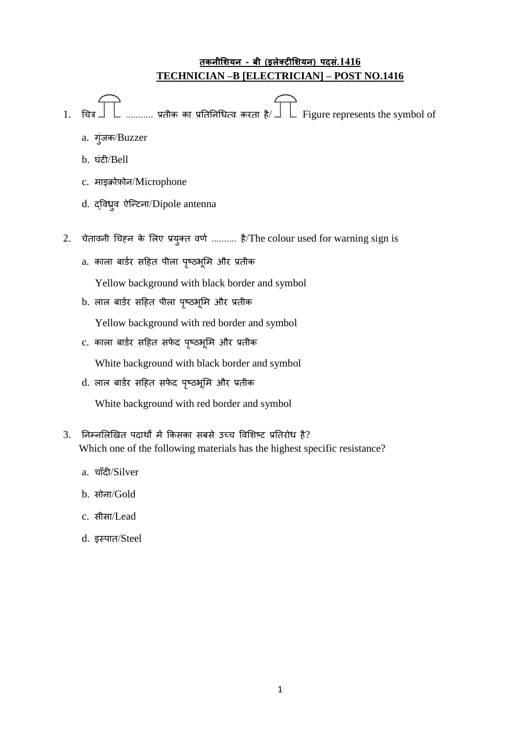## तकनीशियन - बी (इलेक्ट्रीशियन) पदसं.1416
## TECHNICIAN –B [ELECTRICIAN] – POST NO.1416

1. चित्र ........... प्रतीक का प्रतिनिधित्व करता है/ Figure represents the symbol of
   a. गुंजक/Buzzer
   b. घंटी/Bell
   c. माइक्रोफ़ोन/Microphone
   d. द्विध्रुव ऐन्टिना/Dipole antenna

2. चेतावनी चिह्न के लिए प्रयुक्त वर्ण .......... है/The colour used for warning sign is
   a. काला बार्डर सहित पीला पृष्ठभूमि और प्रतीक
      Yellow background with black border and symbol
   b. लाल बार्डर सहित पीला पृष्ठभूमि और प्रतीक
      Yellow background with red border and symbol
   c. काला बार्डर सहित सफेद पृष्ठभूमि और प्रतीक
      White background with black border and symbol
   d. लाल बार्डर सहित सफेद पृष्ठभूमि और प्रतीक
      White background with red border and symbol

3. निम्नलिखित पदार्थों में किसका सबसे उच्च विशिष्ट प्रतिरोध है?
   Which one of the following materials has the highest specific resistance?
   a. चाँदी/Silver
   b. सोना/Gold
   c. सीसा/Lead
   d. इस्पात/Steel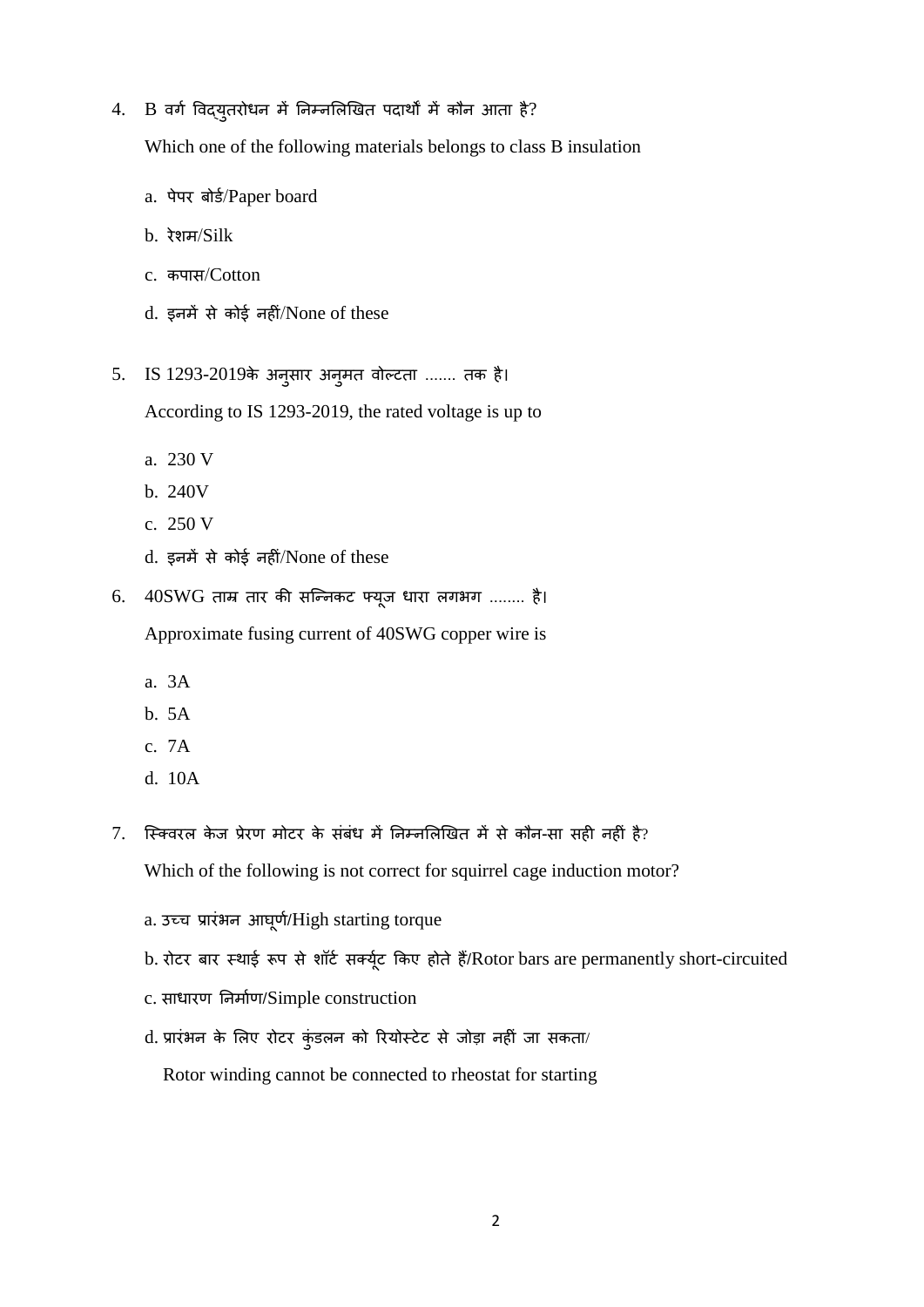4. B वर्ग विद्युतरोधन में निम्नलिखित पदार्थों में कौन आता है?

   Which one of the following materials belongs to class B insulation

   a. पेपर बोर्ड/Paper board

   b. रेशम/Silk

   c. कपास/Cotton

   d. इनमें से कोई नहीं/None of these

5. IS 1293-2019के अनुसार अनुमत वोल्टता ....... तक है।

   According to IS 1293-2019, the rated voltage is up to

   a. 230 V

   b. 240V

   c. 250 V

   d. इनमें से कोई नहीं/None of these

6. 40SWG ताम्र तार की सन्निकट फ्यूज धारा लगभग ........ है।

   Approximate fusing current of 40SWG copper wire is

   a. 3A

   b. 5A

   c. 7A

   d. 10A

7. स्क्विरल केज प्रेरण मोटर के संबंध में निम्नलिखित में से कौन-सा सही नहीं है?

   Which of the following is not correct for squirrel cage induction motor?

   a. उच्च प्रारंभन आघूर्ण/High starting torque

   b. रोटर बार स्थाई रूप से शॉर्ट सर्क्यूट किए होते हैं/Rotor bars are permanently short-circuited

   c. साधारण निर्माण/Simple construction

   d. प्रारंभन के लिए रोटर कुंडलन को रियोस्टेट से जोड़ा नहीं जा सकता/
   Rotor winding cannot be connected to rheostat for starting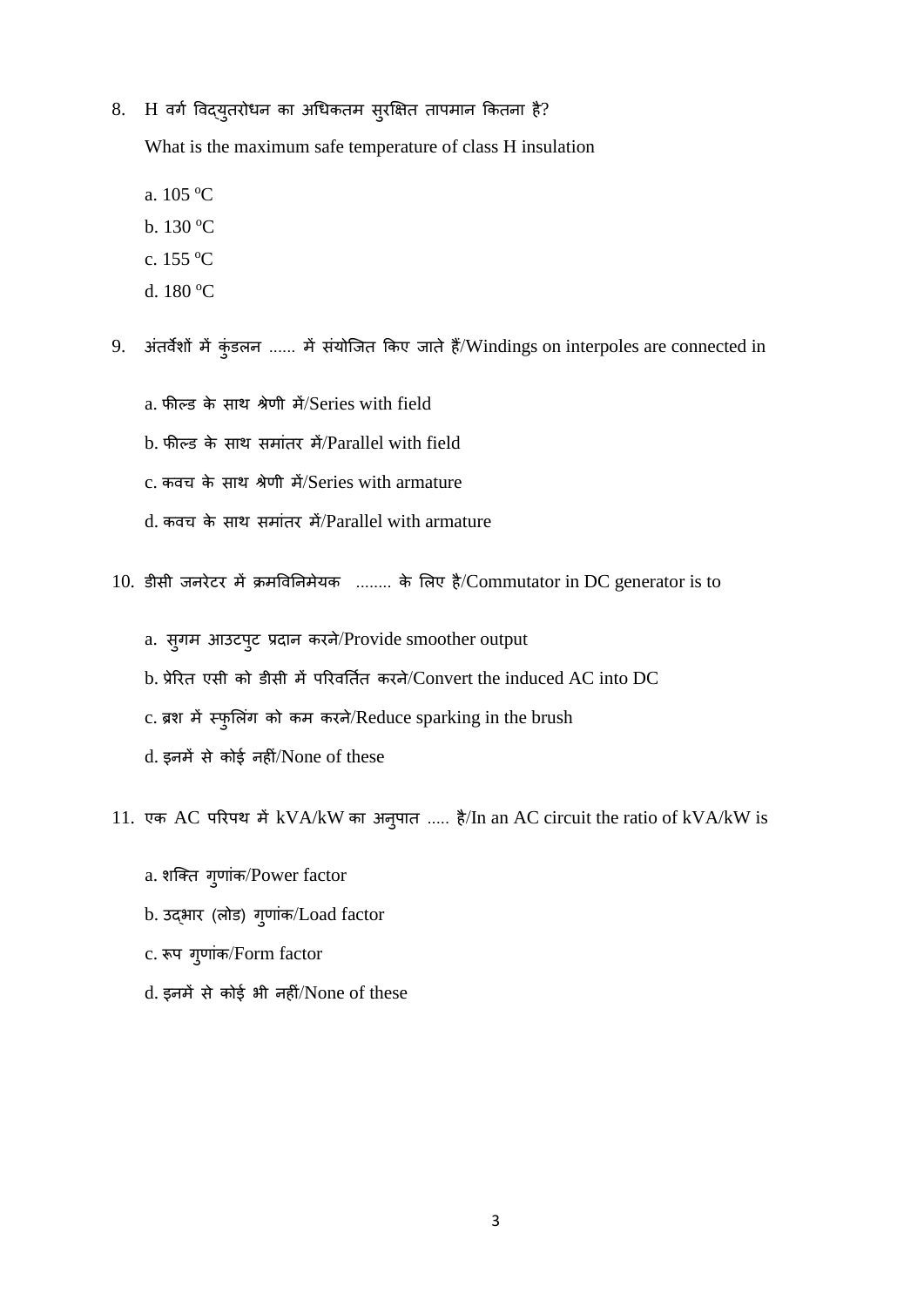8. H वर्ग विद्युतरोधन का अधिकतम सुरक्षित तापमान कितना है?

   What is the maximum safe temperature of class H insulation

   a. 105 °C

   b. 130 °C

   c. 155 °C

   d. 180 °C

9. अंतर्वेशों में कुंडलन ...... में संयोजित किए जाते हैं/Windings on interpoles are connected in

   a. फील्ड के साथ श्रेणी में/Series with field

   b. फील्ड के साथ समांतर में/Parallel with field

   c. कवच के साथ श्रेणी में/Series with armature

   d. कवच के साथ समांतर में/Parallel with armature

10. डीसी जनरेटर में क्रमविनिमेयक ........ के लिए है/Commutator in DC generator is to

    a. सुगम आउटपुट प्रदान करने/Provide smoother output

    b. प्रेरित एसी को डीसी में परिवर्तित करने/Convert the induced AC into DC

    c. ब्रश में स्फुलिंग को कम करने/Reduce sparking in the brush

    d. इनमें से कोई नहीं/None of these

11. एक AC परिपथ में kVA/kW का अनुपात ..... है/In an AC circuit the ratio of kVA/kW is

    a. शक्ति गुणांक/Power factor

    b. उद्भार (लोड) गुणांक/Load factor

    c. रूप गुणांक/Form factor

    d. इनमें से कोई भी नहीं/None of these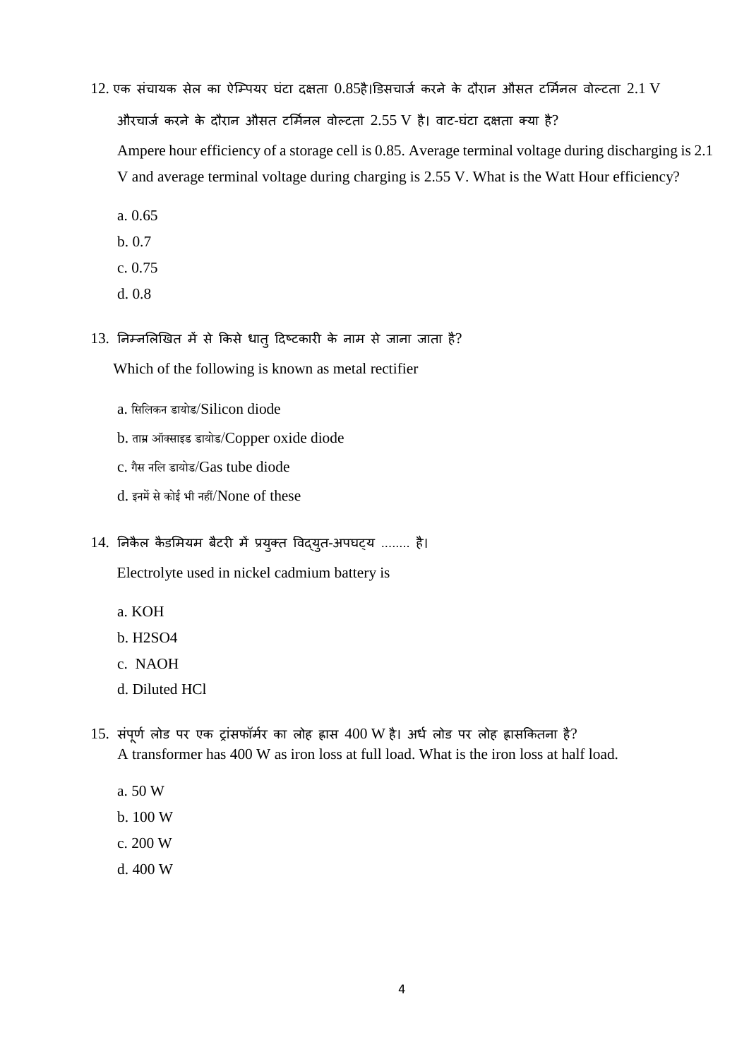12. एक संचायक सेल का ऐम्पियर घंटा दक्षता 0.85है।डिसचार्ज करने के दौरान औसत टर्मिनल वोल्टता 2.1 V औरचार्ज करने के दौरान औसत टर्मिनल वोल्टता 2.55 V है। वाट-घंटा दक्षता क्या है?

    Ampere hour efficiency of a storage cell is 0.85. Average terminal voltage during discharging is 2.1 V and average terminal voltage during charging is 2.55 V. What is the Watt Hour efficiency?

    a. 0.65
    b. 0.7
    c. 0.75
    d. 0.8

13. निम्नलिखित में से किसे धातु दिष्टकारी के नाम से जाना जाता है?

    Which of the following is known as metal rectifier

    a. सिलिकन डायोड/Silicon diode
    b. ताम्र ऑक्साइड डायोड/Copper oxide diode
    c. गैस नलि डायोड/Gas tube diode
    d. इनमें से कोई भी नहीं/None of these

14. निकैल कैडमियम बैटरी में प्रयुक्त विद्युत-अपघट्य ........ है।

    Electrolyte used in nickel cadmium battery is

    a. KOH
    b. $H_2SO_4$
    c. NAOH
    d. Diluted HCl

15. संपूर्ण लोड पर एक ट्रांसफॉर्मर का लोह ह्रास 400 W है। अर्ध लोड पर लोह ह्रासकितना है?
    A transformer has 400 W as iron loss at full load. What is the iron loss at half load.

    a. 50 W
    b. 100 W
    c. 200 W
    d. 400 W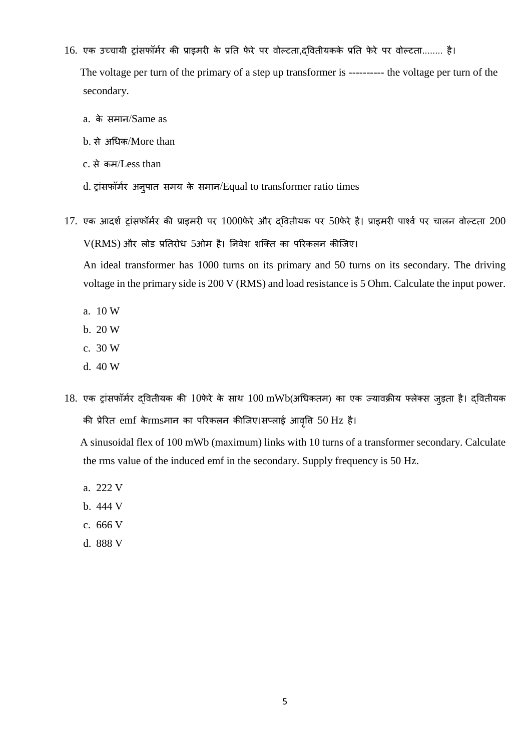16. एक उच्चायी ट्रांसफॉर्मर की प्राइमरी के प्रति फेरे पर वोल्टता,द्वितीयकके प्रति फेरे पर वोल्टता........ है।

    The voltage per turn of the primary of a step up transformer is ---------- the voltage per turn of the secondary.

    a. के समान/Same as

    b. से अधिक/More than

    c. से कम/Less than

    d. ट्रांसफॉर्मर अनुपात समय के समान/Equal to transformer ratio times

17. एक आदर्श ट्रांसफॉर्मर की प्राइमरी पर 1000फेरे और द्वितीयक पर 50फेरे है। प्राइमरी पार्श्व पर चालन वोल्टता 200 V(RMS) और लोड प्रतिरोध 5ओम है। निवेश शक्ति का परिकलन कीजिए।

    An ideal transformer has 1000 turns on its primary and 50 turns on its secondary. The driving voltage in the primary side is 200 V (RMS) and load resistance is 5 Ohm. Calculate the input power.

    a. 10 W
    b. 20 W
    c. 30 W
    d. 40 W

18. एक ट्रांसफॉर्मर द्वितीयक की 10फेरे के साथ 100 mWb(अधिकतम) का एक ज्यावक्रीय फ्लेक्स जुड़ता है। द्वितीयक की प्रेरित emf केrmsमान का परिकलन कीजिए।सप्लाई आवृत्ति 50 Hz है।

    A sinusoidal flex of 100 mWb (maximum) links with 10 turns of a transformer secondary. Calculate the rms value of the induced emf in the secondary. Supply frequency is 50 Hz.

    a. 222 V
    b. 444 V
    c. 666 V
    d. 888 V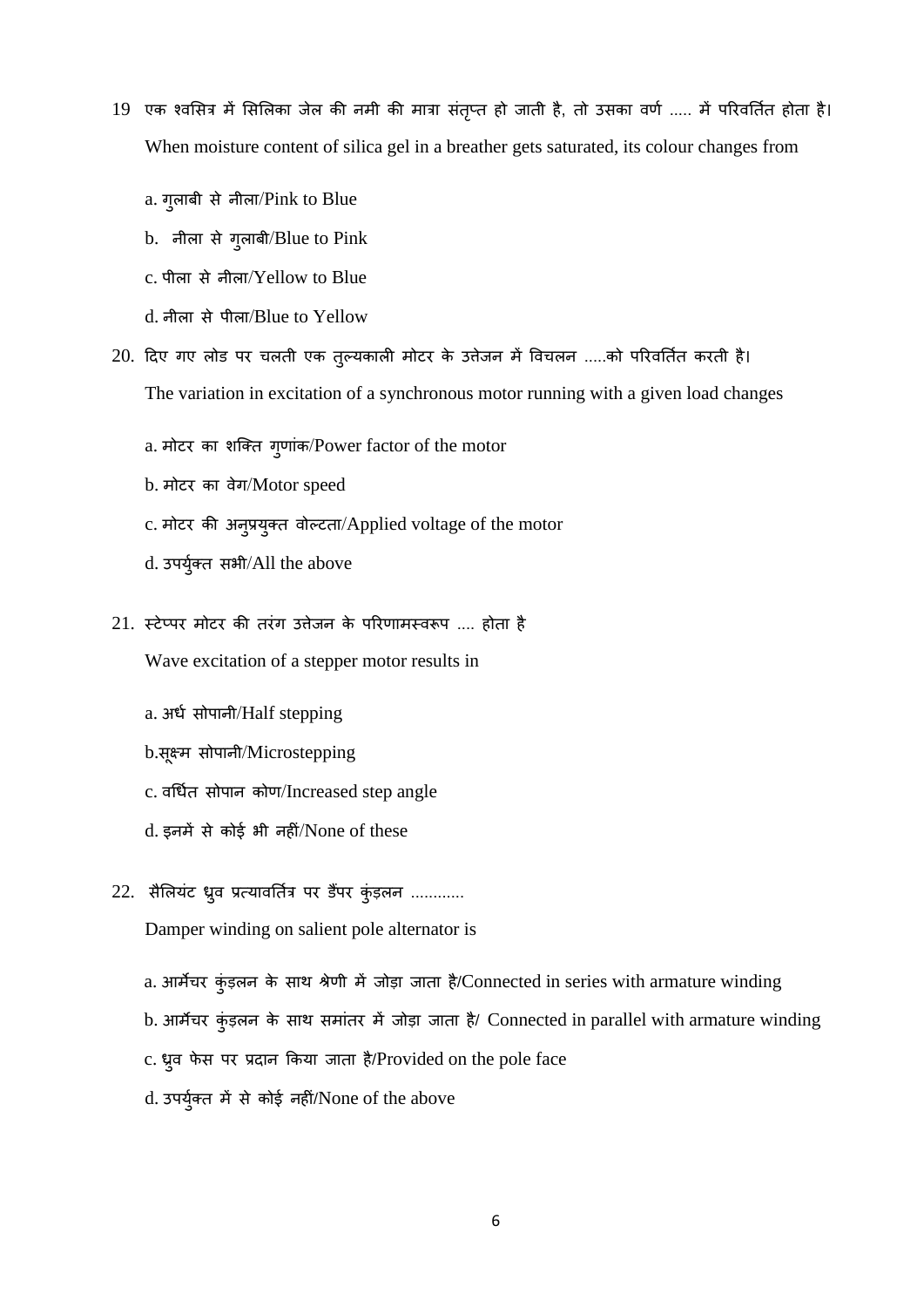19 एक श्वसित्र में सिलिका जेल की नमी की मात्रा संतृप्त हो जाती है, तो उसका वर्ण ..... में परिवर्तित होता है।

When moisture content of silica gel in a breather gets saturated, its colour changes from

a. गुलाबी से नीला/Pink to Blue

b. नीला से गुलाबी/Blue to Pink

c. पीला से नीला/Yellow to Blue

d. नीला से पीला/Blue to Yellow

20. दिए गए लोड पर चलती एक तुल्यकाली मोटर के उत्तेजन में विचलन .....को परिवर्तित करती है।

The variation in excitation of a synchronous motor running with a given load changes

a. मोटर का शक्ति गुणांक/Power factor of the motor

b. मोटर का वेग/Motor speed

c. मोटर की अनुप्रयुक्त वोल्टता/Applied voltage of the motor

d. उपर्युक्त सभी/All the above

21. स्टेप्पर मोटर की तरंग उत्तेजन के परिणामस्वरूप .... होता है

Wave excitation of a stepper motor results in

a. अर्ध सोपानी/Half stepping

b.सूक्ष्म सोपानी/Microstepping

c. वर्धित सोपान कोण/Increased step angle

d. इनमें से कोई भी नहीं/None of these

22. सैलियंट ध्रुव प्रत्यावर्तित्र पर डैंपर कुंड़लन ............

Damper winding on salient pole alternator is

a. आर्मेचर कुंड़लन के साथ श्रेणी में जोड़ा जाता है/Connected in series with armature winding

b. आर्मेचर कुंड़लन के साथ समांतर में जोड़ा जाता है/ Connected in parallel with armature winding

c. ध्रुव फेस पर प्रदान किया जाता है/Provided on the pole face

d. उपर्युक्त में से कोई नहीं/None of the above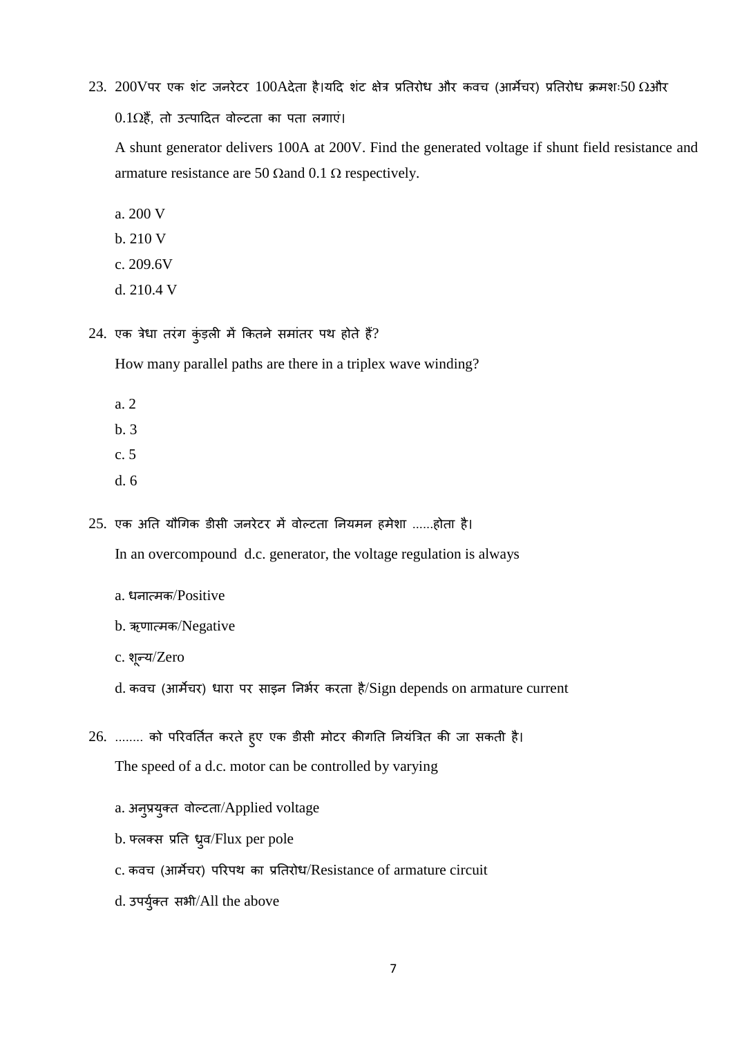23. 200Vपर एक शंट जनरेटर 100Aदेता है।यदि शंट क्षेत्र प्रतिरोध और कवच (आर्मेचर) प्रतिरोध क्रमशः50 Ωऔर 0.1Ωहैं, तो उत्पादित वोल्टता का पता लगाएं।

A shunt generator delivers 100A at 200V. Find the generated voltage if shunt field resistance and armature resistance are 50 Ωand 0.1 Ω respectively.

a. 200 V
b. 210 V
c. 209.6V
d. 210.4 V

24. एक त्रेधा तरंग कुंड़ली में कितने समांतर पथ होते हैं?

How many parallel paths are there in a triplex wave winding?

a. 2
b. 3
c. 5
d. 6

25. एक अति यौगिक डीसी जनरेटर में वोल्टता नियमन हमेशा ......होता है।

In an overcompound d.c. generator, the voltage regulation is always

a. धनात्मक/Positive
b. ऋणात्मक/Negative
c. शून्य/Zero
d. कवच (आर्मेचर) धारा पर साइन निर्भर करता है/Sign depends on armature current

26. ........ को परिवर्तित करते हुए एक डीसी मोटर कीगति नियंत्रित की जा सकती है।

The speed of a d.c. motor can be controlled by varying

a. अनुप्रयुक्त वोल्टता/Applied voltage
b. फ्लक्स प्रति ध्रुव/Flux per pole
c. कवच (आर्मेचर) परिपथ का प्रतिरोध/Resistance of armature circuit
d. उपर्युक्त सभी/All the above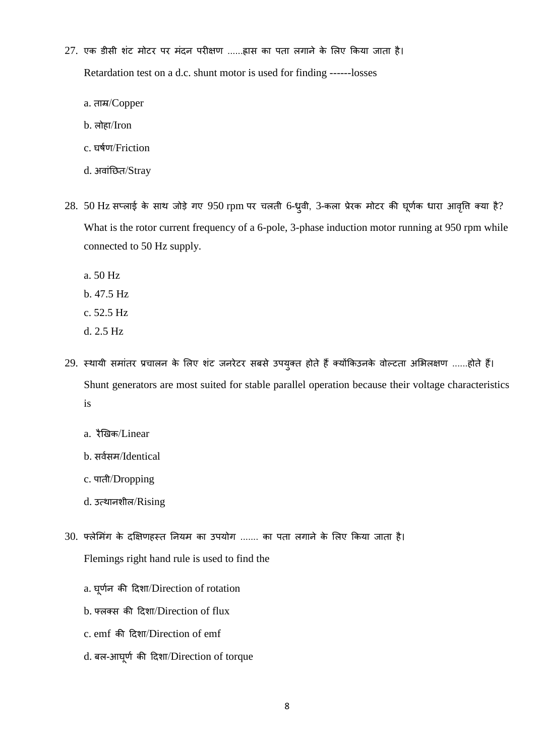27. एक डीसी शंट मोटर पर मंदन परीक्षण ......ह्रास का पता लगाने के लिए किया जाता है।

    Retardation test on a d.c. shunt motor is used for finding ------losses

    a. ताम्र/Copper

    b. लोहा/Iron

    c. घर्षण/Friction

    d. अवांछित/Stray

28. 50 Hz सप्लाई के साथ जोड़े गए 950 rpm पर चलती 6-ध्रुवी, 3-कला प्रेरक मोटर की घूर्णक धारा आवृत्ति क्या है?

    What is the rotor current frequency of a 6-pole, 3-phase induction motor running at 950 rpm while connected to 50 Hz supply.

    a. 50 Hz
    b. 47.5 Hz
    c. 52.5 Hz
    d. 2.5 Hz

29. स्थायी समांतर प्रचालन के लिए शंट जनरेटर सबसे उपयुक्त होते हैं क्योंकिउनके वोल्टता अभिलक्षण ......होते हैं।

    Shunt generators are most suited for stable parallel operation because their voltage characteristics is

    a. रैखिक/Linear

    b. सर्वसम/Identical

    c. पाती/Dropping

    d. उत्थानशील/Rising

30. फ्लेमिंग के दक्षिणहस्त नियम का उपयोग ....... का पता लगाने के लिए किया जाता है।

    Flemings right hand rule is used to find the

    a. घूर्णन की दिशा/Direction of rotation

    b. फ्लक्स की दिशा/Direction of flux

    c. emf की दिशा/Direction of emf

    d. बल-आघूर्ण की दिशा/Direction of torque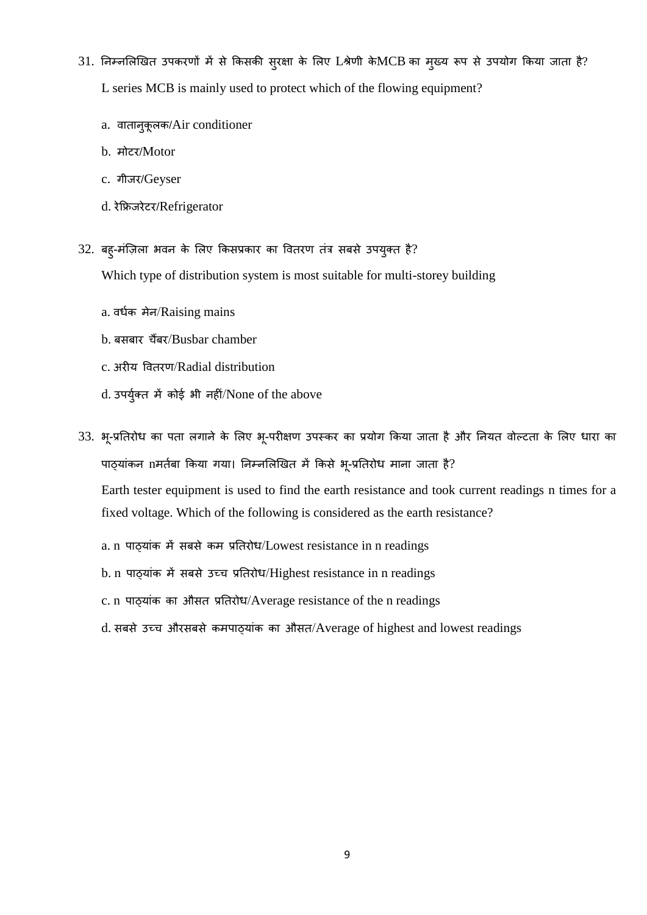31. निम्नलिखित उपकरणों में से किसकी सुरक्षा के लिए Lश्रेणी केMCB का मुख्य रूप से उपयोग किया जाता है?

    L series MCB is mainly used to protect which of the flowing equipment?

    a. वातानुकूलक/Air conditioner

    b. मोटर/Motor

    c. गीजर/Geyser

    d. रेफ्रिजरेटर/Refrigerator

32. बहु-मंज़िला भवन के लिए किसप्रकार का वितरण तंत्र सबसे उपयुक्त है?

    Which type of distribution system is most suitable for multi-storey building

    a. वर्धक मेन/Raising mains

    b. बसबार चैंबर/Busbar chamber

    c. अरीय वितरण/Radial distribution

    d. उपर्युक्त में कोई भी नहीं/None of the above

33. भू-प्रतिरोध का पता लगाने के लिए भू-परीक्षण उपस्कर का प्रयोग किया जाता है और नियत वोल्टता के लिए धारा का पाठ्यांकन nमर्तबा किया गया। निम्नलिखित में किसे भू-प्रतिरोध माना जाता है?

    Earth tester equipment is used to find the earth resistance and took current readings n times for a fixed voltage. Which of the following is considered as the earth resistance?

    a. n पाठ्यांक में सबसे कम प्रतिरोध/Lowest resistance in n readings

    b. n पाठ्यांक में सबसे उच्च प्रतिरोध/Highest resistance in n readings

    c. n पाठ्यांक का औसत प्रतिरोध/Average resistance of the n readings

    d. सबसे उच्च औरसबसे कमपाठ्यांक का औसत/Average of highest and lowest readings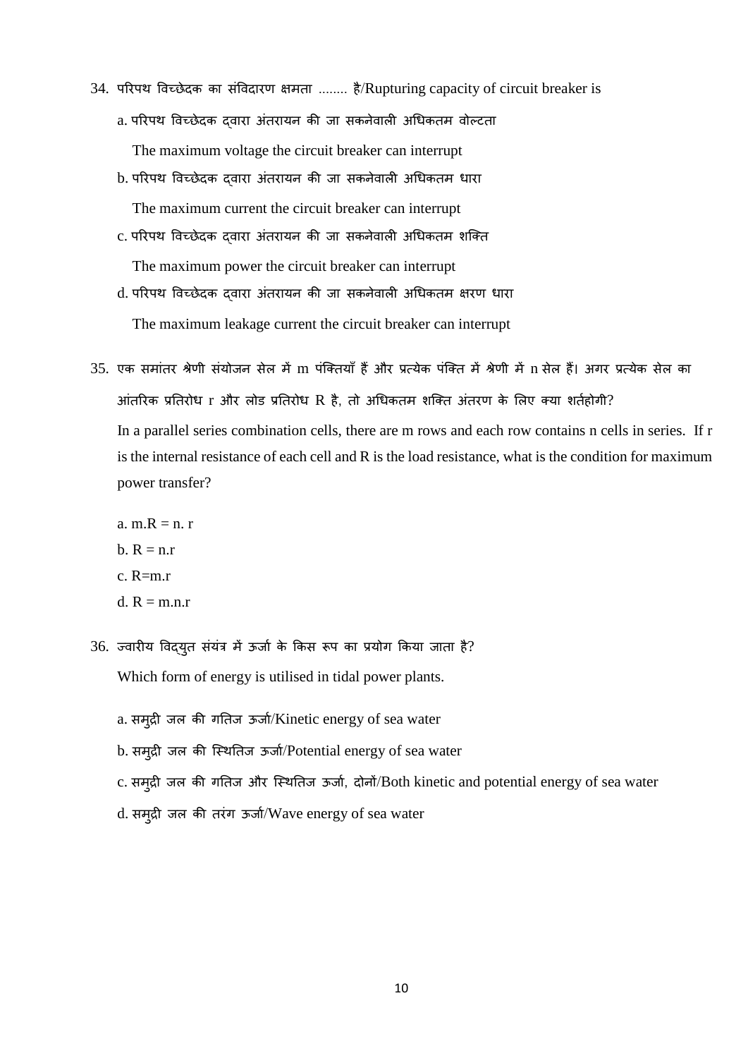34. परिपथ विच्छेदक का संविदारण क्षमता ........ है/Rupturing capacity of circuit breaker is

a. परिपथ विच्छेदक द्वारा अंतरायन की जा सकनेवाली अधिकतम वोल्टता

The maximum voltage the circuit breaker can interrupt

b. परिपथ विच्छेदक द्वारा अंतरायन की जा सकनेवाली अधिकतम धारा

The maximum current the circuit breaker can interrupt

c. परिपथ विच्छेदक द्वारा अंतरायन की जा सकनेवाली अधिकतम शक्ति

The maximum power the circuit breaker can interrupt

d. परिपथ विच्छेदक द्वारा अंतरायन की जा सकनेवाली अधिकतम क्षरण धारा

The maximum leakage current the circuit breaker can interrupt

35. एक समांतर श्रेणी संयोजन सेल में m पंक्तियाँ हैं और प्रत्येक पंक्ति में श्रेणी में n सेल हैं। अगर प्रत्येक सेल का आंतरिक प्रतिरोध r और लोड प्रतिरोध R है, तो अधिकतम शक्ति अंतरण के लिए क्या शर्तहोगी?

In a parallel series combination cells, there are m rows and each row contains n cells in series. If r is the internal resistance of each cell and R is the load resistance, what is the condition for maximum power transfer?

a. $m.R = n.r$

b. $R = n.r$

c. $R = m.r$

d. $R = m.n.r$

36. ज्वारीय विद्युत संयंत्र में ऊर्जा के किस रूप का प्रयोग किया जाता है?

Which form of energy is utilised in tidal power plants.

a. समुद्री जल की गतिज ऊर्जा/Kinetic energy of sea water

b. समुद्री जल की स्थितिज ऊर्जा/Potential energy of sea water

c. समुद्री जल की गतिज और स्थितिज ऊर्जा, दोनों/Both kinetic and potential energy of sea water

d. समुद्री जल की तरंग ऊर्जा/Wave energy of sea water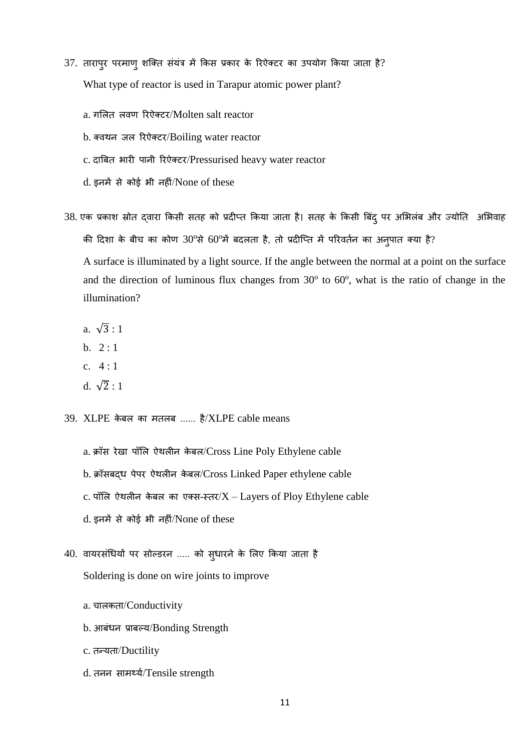37. तारापुर परमाणु शक्ति संयंत्र में किस प्रकार के रिऐक्टर का उपयोग किया जाता है?

What type of reactor is used in Tarapur atomic power plant?

a. गलित लवण रिऐक्टर/Molten salt reactor

b. क्वथन जल रिऐक्टर/Boiling water reactor

c. दाबित भारी पानी रिऐक्टर/Pressurised heavy water reactor

d. इनमें से कोई भी नहीं/None of these

38. एक प्रकाश स्रोत द्वारा किसी सतह को प्रदीप्त किया जाता है। सतह के किसी बिंदु पर अभिलंब और ज्योति अभिवाह की दिशा के बीच का कोण $30^o$से $60^o$में बदलता है, तो प्रदीप्ति में परिवर्तन का अनुपात क्या है?

A surface is illuminated by a light source. If the angle between the normal at a point on the surface and the direction of luminous flux changes from $30^o$ to $60^o$, what is the ratio of change in the illumination?

a. $\sqrt{3} : 1$

b. $2 : 1$

c. $4 : 1$

d. $\sqrt{2} : 1$

39. XLPE केबल का मतलब ...... है/XLPE cable means

a. क्रॉस रेखा पॉलि ऐथलीन केबल/Cross Line Poly Ethylene cable

b. क्रॉसबद्ध पेपर ऐथलीन केबल/Cross Linked Paper ethylene cable

c. पॉलि ऐथलीन केबल का एक्स-स्तर/X – Layers of Ploy Ethylene cable

d. इनमें से कोई भी नहीं/None of these

40. वायरसंधियों पर सोल्डरन ..... को सुधारने के लिए किया जाता है

Soldering is done on wire joints to improve

a. चालकता/Conductivity

b. आबंधन प्राबल्य/Bonding Strength

c. तन्यता/Ductility

d. तनन सामर्थ्य/Tensile strength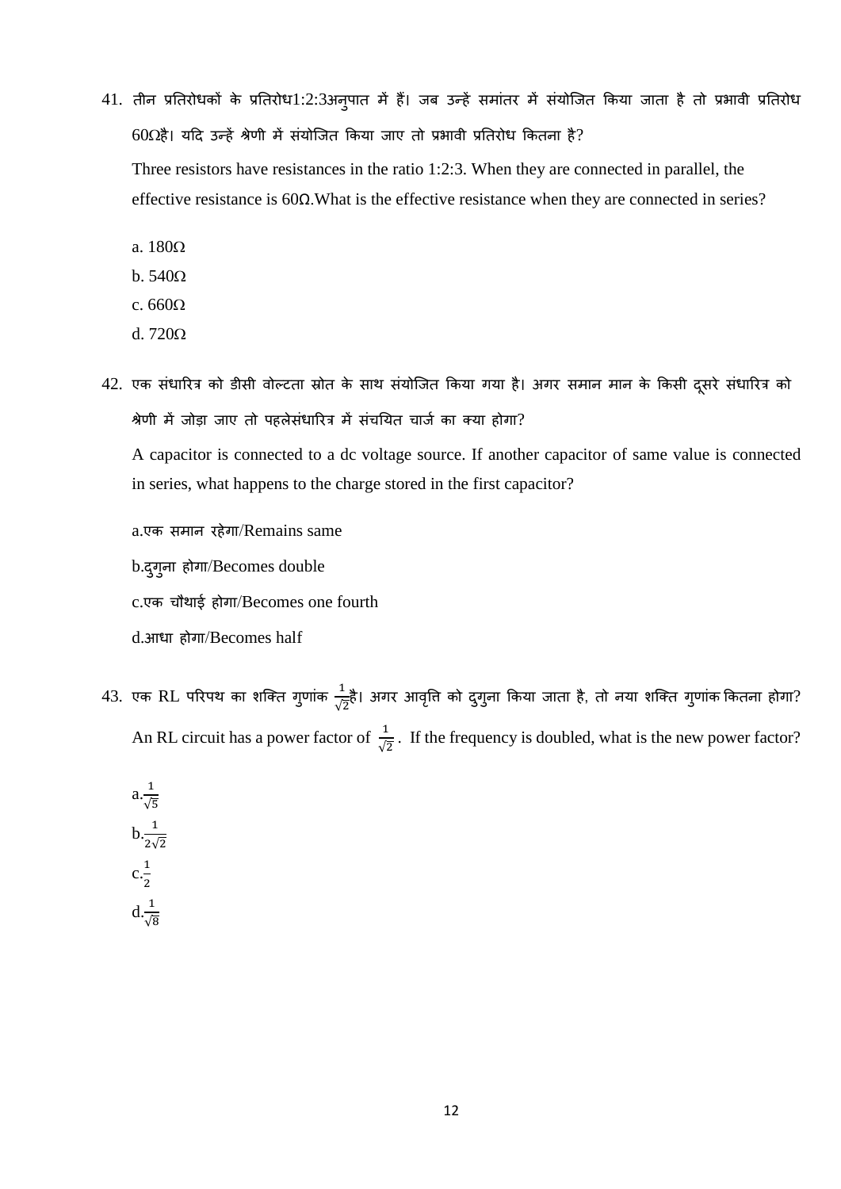41. तीन प्रतिरोधकों के प्रतिरोध1:2:3अनुपात में हैं। जब उन्हें समांतर में संयोजित किया जाता है तो प्रभावी प्रतिरोध 60Ωहै। यदि उन्हें श्रेणी में संयोजित किया जाए तो प्रभावी प्रतिरोध कितना है?

    Three resistors have resistances in the ratio 1:2:3. When they are connected in parallel, the effective resistance is 60Ω.What is the effective resistance when they are connected in series?

    a. 180Ω
    b. 540Ω
    c. 660Ω
    d. 720Ω

42. एक संधारित्र को डीसी वोल्टता स्रोत के साथ संयोजित किया गया है। अगर समान मान के किसी दूसरे संधारित्र को श्रेणी में जोड़ा जाए तो पहलेसंधारित्र में संचयित चार्ज का क्या होगा?

    A capacitor is connected to a dc voltage source. If another capacitor of same value is connected in series, what happens to the charge stored in the first capacitor?

    a.एक समान रहेगा/Remains same
    b.दुगुना होगा/Becomes double
    c.एक चौथाई होगा/Becomes one fourth
    d.आधा होगा/Becomes half

43. एक RL परिपथ का शक्ति गुणांक $\frac{1}{\sqrt{2}}$है। अगर आवृत्ति को दुगुना किया जाता है, तो नया शक्ति गुणांक कितना होगा?

    An RL circuit has a power factor of $\frac{1}{\sqrt{2}}$ . If the frequency is doubled, what is the new power factor?

    a.$\frac{1}{\sqrt{5}}$
    b.$\frac{1}{2\sqrt{2}}$
    c.$\frac{1}{2}$
    d.$\frac{1}{\sqrt{8}}$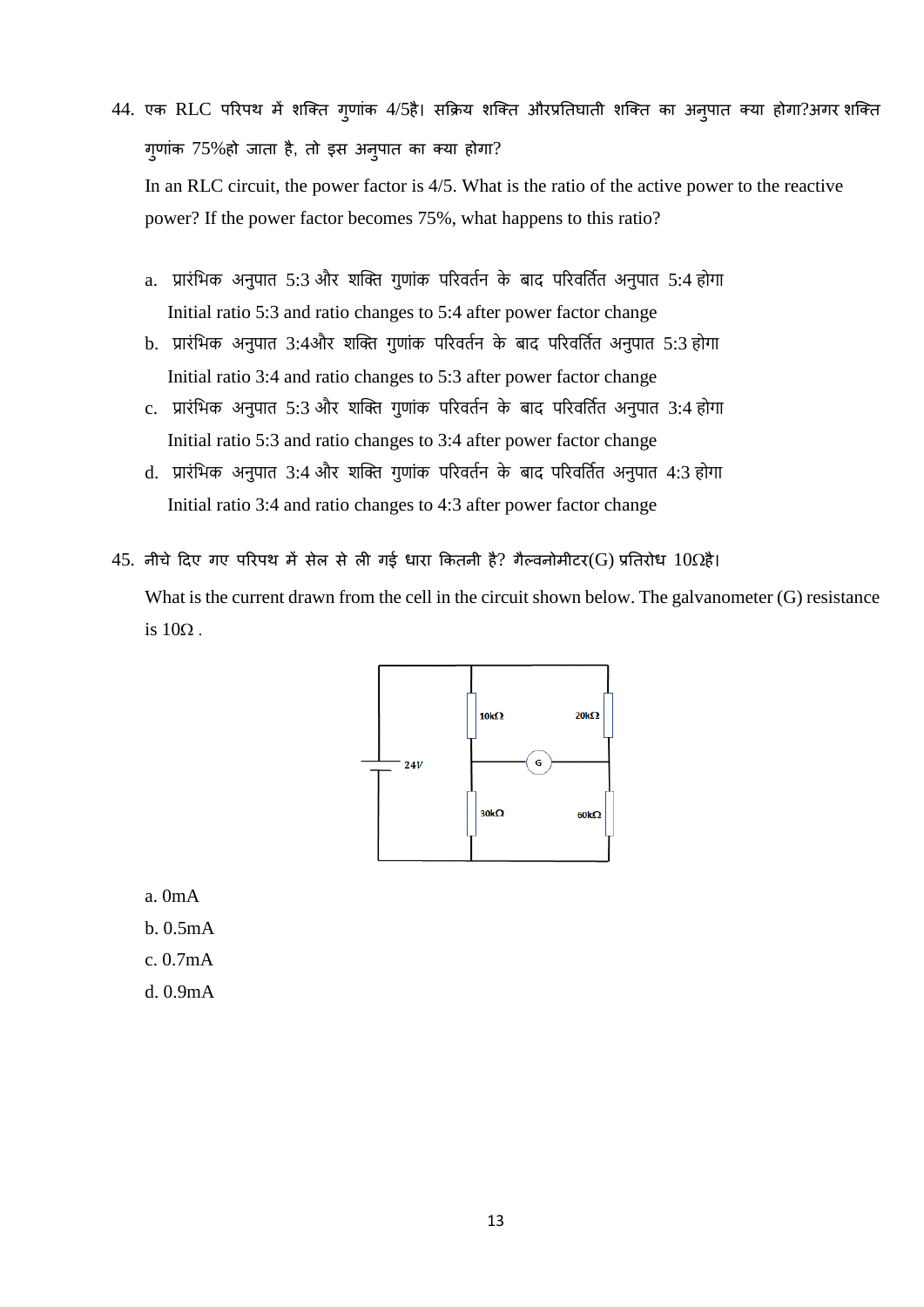44. एक RLC परिपथ में शक्ति गुणांक 4/5है। सक्रिय शक्ति औरप्रतिघाती शक्ति का अनुपात क्या होगा?अगर शक्ति गुणांक 75%हो जाता है, तो इस अनुपात का क्या होगा?

In an RLC circuit, the power factor is 4/5. What is the ratio of the active power to the reactive power? If the power factor becomes 75%, what happens to this ratio?

a. प्रारंभिक अनुपात 5:3 और शक्ति गुणांक परिवर्तन के बाद परिवर्तित अनुपात 5:4 होगा
   Initial ratio 5:3 and ratio changes to 5:4 after power factor change

b. प्रारंभिक अनुपात 3:4और शक्ति गुणांक परिवर्तन के बाद परिवर्तित अनुपात 5:3 होगा
   Initial ratio 3:4 and ratio changes to 5:3 after power factor change

c. प्रारंभिक अनुपात 5:3 और शक्ति गुणांक परिवर्तन के बाद परिवर्तित अनुपात 3:4 होगा
   Initial ratio 5:3 and ratio changes to 3:4 after power factor change

d. प्रारंभिक अनुपात 3:4 और शक्ति गुणांक परिवर्तन के बाद परिवर्तित अनुपात 4:3 होगा
   Initial ratio 3:4 and ratio changes to 4:3 after power factor change

45. नीचे दिए गए परिपथ में सेल से ली गई धारा कितनी है? गैल्वनोमीटर(G) प्रतिरोध 10Ωहै।

What is the current drawn from the cell in the circuit shown below. The galvanometer (G) resistance is 10Ω .

a. 0mA

b. 0.5mA

c. 0.7mA

d. 0.9mA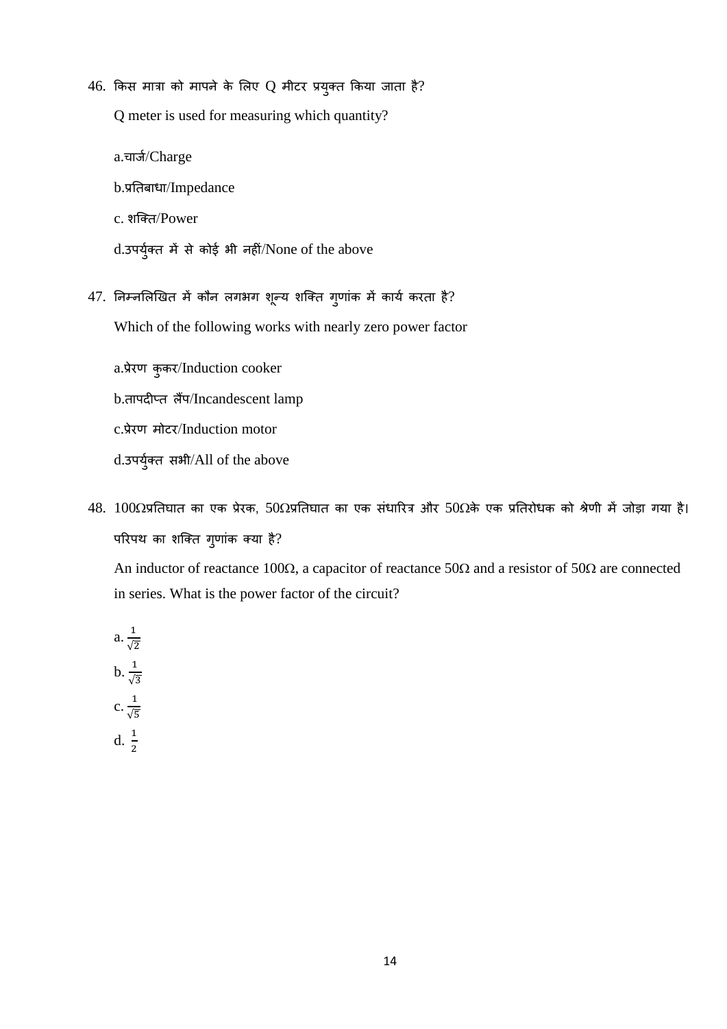46. किस मात्रा को मापने के लिए Q मीटर प्रयुक्त किया जाता है?

    Q meter is used for measuring which quantity?

    a.चार्ज/Charge

    b.प्रतिबाधा/Impedance

    c. शक्ति/Power

    d.उपर्युक्त में से कोई भी नहीं/None of the above

47. निम्नलिखित में कौन लगभग शून्य शक्ति गुणांक में कार्य करता है?

    Which of the following works with nearly zero power factor

    a.प्रेरण कुकर/Induction cooker

    b.तापदीप्त लैंप/Incandescent lamp

    c.प्रेरण मोटर/Induction motor

    d.उपर्युक्त सभी/All of the above

48. 100Ωप्रतिघात का एक प्रेरक, 50Ωप्रतिघात का एक संधारित्र और 50Ωके एक प्रतिरोधक को श्रेणी में जोड़ा गया है। परिपथ का शक्ति गुणांक क्या है?

    An inductor of reactance 100Ω, a capacitor of reactance 50Ω and a resistor of 50Ω are connected in series. What is the power factor of the circuit?

    a. $\frac{1}{\sqrt{2}}$

    b. $\frac{1}{\sqrt{3}}$

    c. $\frac{1}{\sqrt{5}}$

    d. $\frac{1}{2}$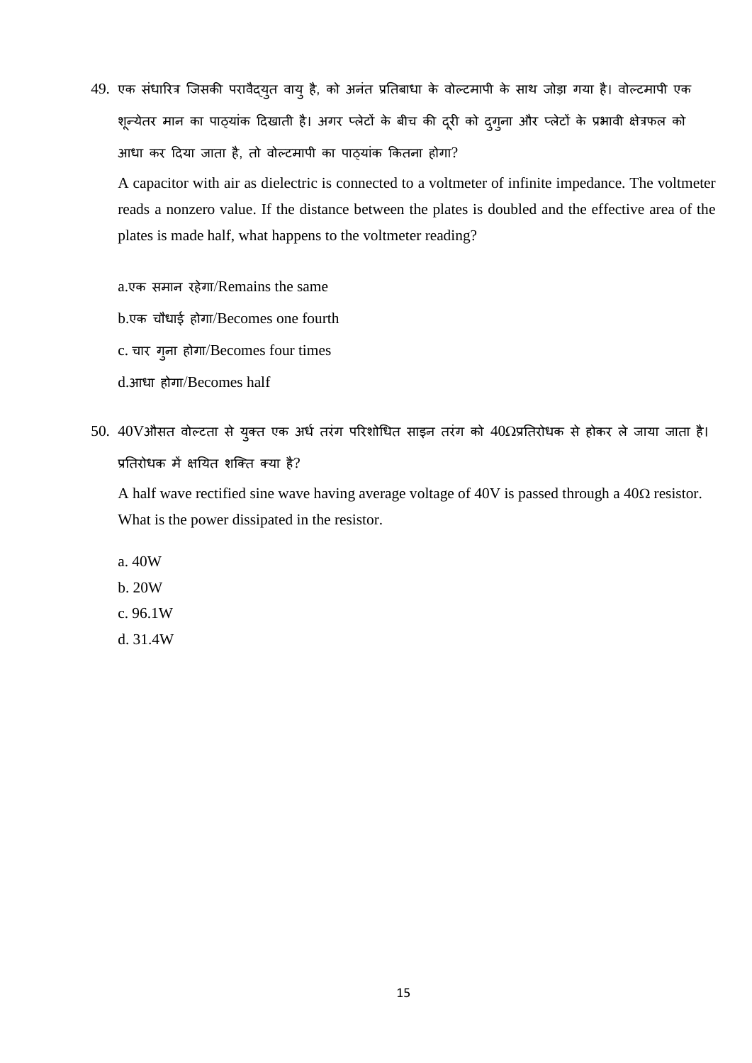49. एक संधारित्र जिसकी परावैद्युत वायु है, को अनंत प्रतिबाधा के वोल्टमापी के साथ जोड़ा गया है। वोल्टमापी एक शून्येतर मान का पाठ्यांक दिखाती है। अगर प्लेटों के बीच की दूरी को दुगुना और प्लेटों के प्रभावी क्षेत्रफल को आधा कर दिया जाता है, तो वोल्टमापी का पाठ्यांक कितना होगा?

A capacitor with air as dielectric is connected to a voltmeter of infinite impedance. The voltmeter reads a nonzero value. If the distance between the plates is doubled and the effective area of the plates is made half, what happens to the voltmeter reading?

a.एक समान रहेगा/Remains the same

b.एक चौथाई होगा/Becomes one fourth

c. चार गुना होगा/Becomes four times

d.आधा होगा/Becomes half

50. 40Vऔसत वोल्टता से युक्त एक अर्ध तरंग परिशोधित साइन तरंग को 40Ωप्रतिरोधक से होकर ले जाया जाता है। प्रतिरोधक में क्षयित शक्ति क्या है?

A half wave rectified sine wave having average voltage of 40V is passed through a 40Ω resistor. What is the power dissipated in the resistor.

a. 40W

b. 20W

c. 96.1W

d. 31.4W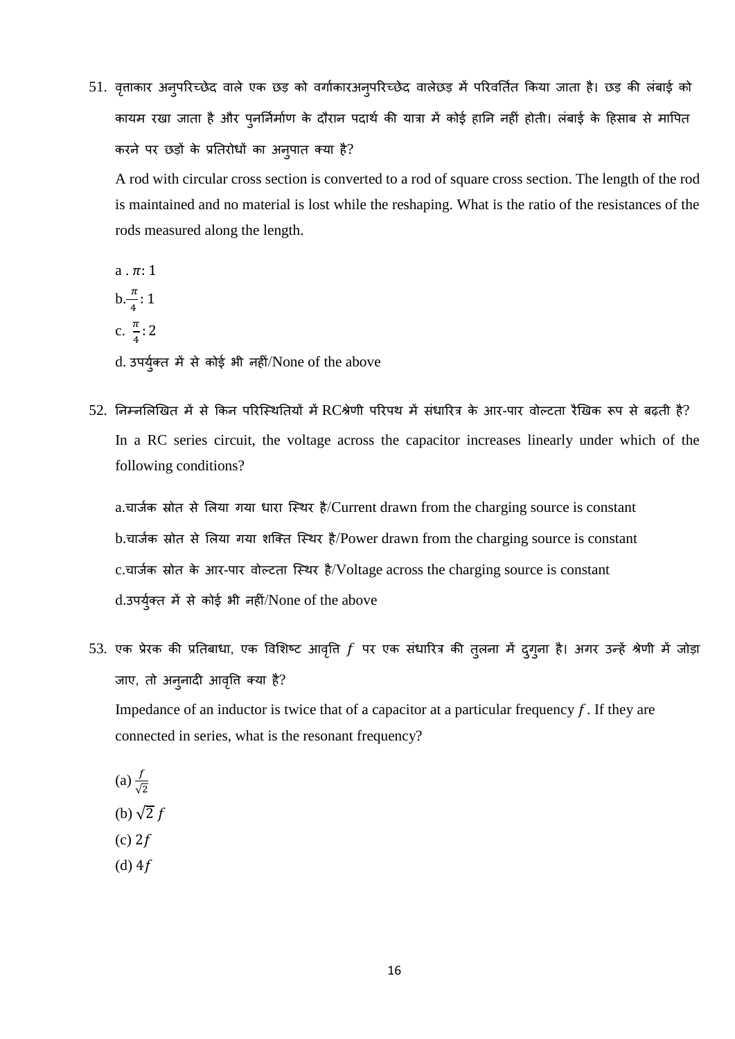51. वृत्ताकार अनुपरिच्छेद वाले एक छड़ को वर्गाकारअनुपरिच्छेद वालेछड़ में परिवर्तित किया जाता है। छड़ की लंबाई को कायम रखा जाता है और पुनर्निर्माण के दौरान पदार्थ की यात्रा में कोई हानि नहीं होती। लंबाई के हिसाब से मापित करने पर छड़ों के प्रतिरोधों का अनुपात क्या है?

    A rod with circular cross section is converted to a rod of square cross section. The length of the rod is maintained and no material is lost while the reshaping. What is the ratio of the resistances of the rods measured along the length.

    a . $\pi$: 1

    b. $\frac{\pi}{4}$: 1

    c. $\frac{\pi}{4}$: 2

    d. उपर्युक्त में से कोई भी नहीं/None of the above

52. निम्नलिखित में से किन परिस्थितियों में RCश्रेणी परिपथ में संधारित्र के आर-पार वोल्टता रैखिक रूप से बढ़ती है?

    In a RC series circuit, the voltage across the capacitor increases linearly under which of the following conditions?

    a.चार्जक स्रोत से लिया गया धारा स्थिर है/Current drawn from the charging source is constant

    b.चार्जक स्रोत से लिया गया शक्ति स्थिर है/Power drawn from the charging source is constant

    c.चार्जक स्रोत के आर-पार वोल्टता स्थिर है/Voltage across the charging source is constant

    d.उपर्युक्त में से कोई भी नहीं/None of the above

53. एक प्रेरक की प्रतिबाधा, एक विशिष्ट आवृत्ति $f$ पर एक संधारित्र की तुलना में दुगुना है। अगर उन्हें श्रेणी में जोड़ा जाए, तो अनुनादी आवृत्ति क्या है?

    Impedance of an inductor is twice that of a capacitor at a particular frequency $f$. If they are connected in series, what is the resonant frequency?

    (a) $\frac{f}{\sqrt{2}}$

    (b) $\sqrt{2}\,f$

    (c) $2f$

    (d) $4f$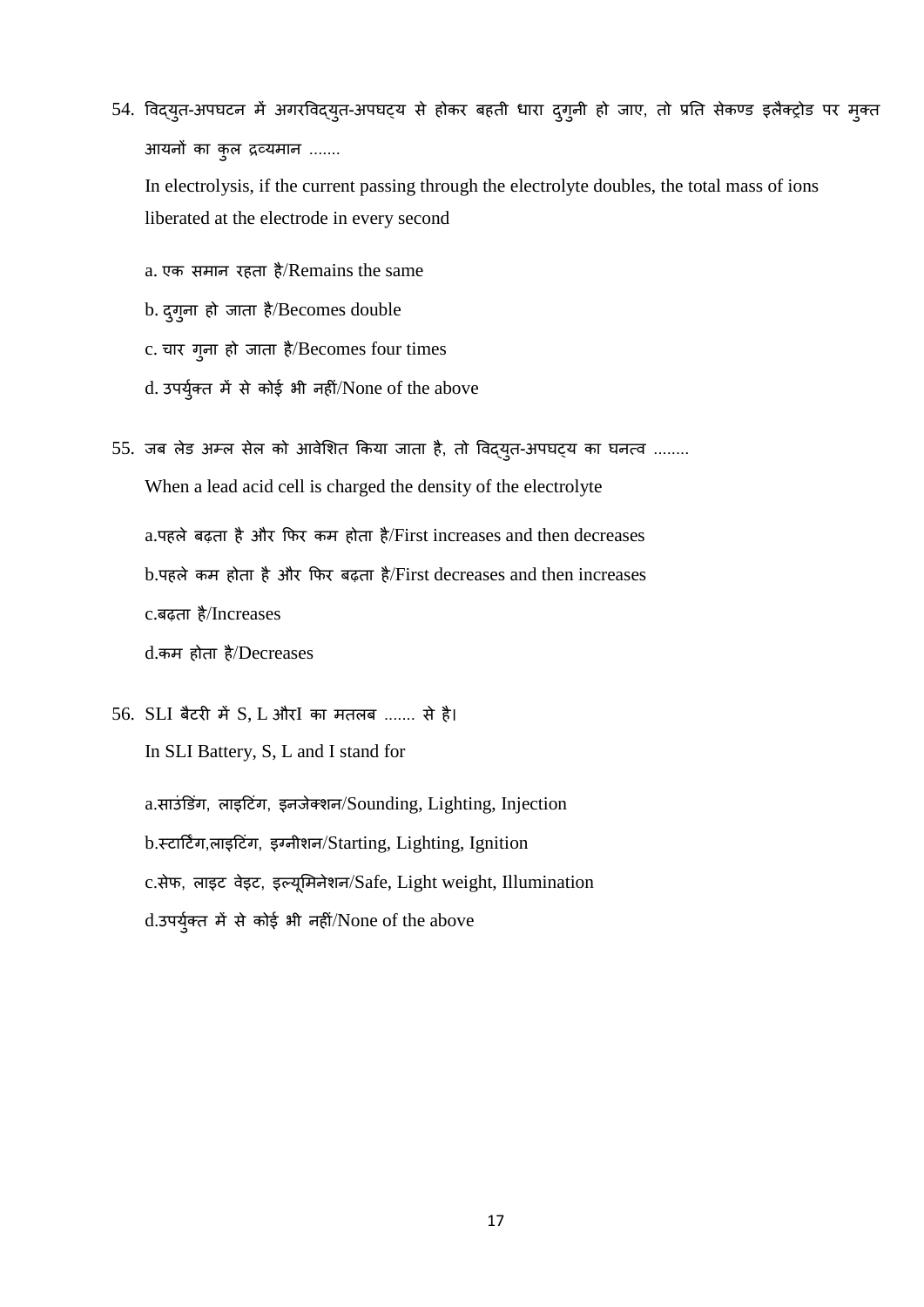54. विद्युत-अपघटन में अगरविद्युत-अपघट्य से होकर बहती धारा दुगुनी हो जाए, तो प्रति सेकण्ड इलैक्ट्रोड पर मुक्त आयनों का कुल द्रव्यमान .......

    In electrolysis, if the current passing through the electrolyte doubles, the total mass of ions liberated at the electrode in every second

    a. एक समान रहता है/Remains the same

    b. दुगुना हो जाता है/Becomes double

    c. चार गुना हो जाता है/Becomes four times

    d. उपर्युक्त में से कोई भी नहीं/None of the above

55. जब लेड अम्ल सेल को आवेशित किया जाता है, तो विद्युत-अपघट्य का घनत्व ........

    When a lead acid cell is charged the density of the electrolyte

    a.पहले बढ़ता है और फिर कम होता है/First increases and then decreases

    b.पहले कम होता है और फिर बढ़ता है/First decreases and then increases

    c.बढ़ता है/Increases

    d.कम होता है/Decreases

56. SLI बैटरी में S, L औरI का मतलब ....... से है।

    In SLI Battery, S, L and I stand for

    a.साउंडिंग, लाइटिंग, इनजेक्शन/Sounding, Lighting, Injection

    b.स्टार्टिंग,लाइटिंग, इग्नीशन/Starting, Lighting, Ignition

    c.सेफ, लाइट वेइट, इल्यूमिनेशन/Safe, Light weight, Illumination

    d.उपर्युक्त में से कोई भी नहीं/None of the above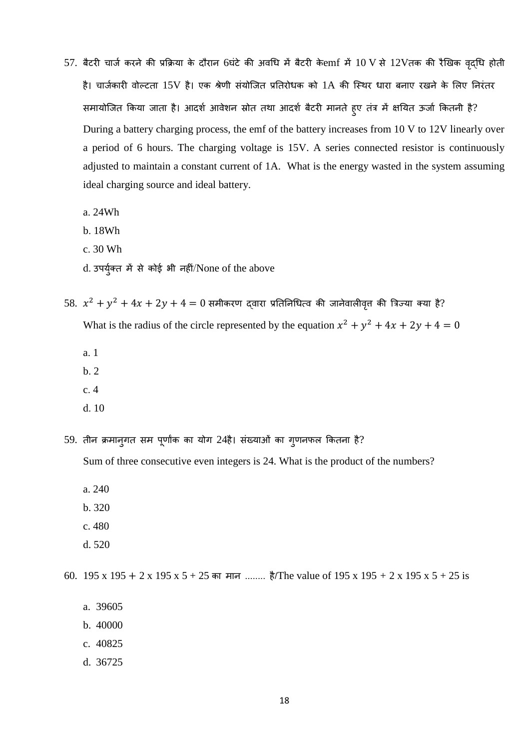57. बैटरी चार्ज करने की प्रक्रिया के दौरान 6घंटे की अवधि में बैटरी केemf में 10 V से 12Vतक की रैखिक वृद्धि होती है। चार्जकारी वोल्टता 15V है। एक श्रेणी संयोजित प्रतिरोधक को 1A की स्थिर धारा बनाए रखने के लिए निरंतर समायोजित किया जाता है। आदर्श आवेशन स्रोत तथा आदर्श बैटरी मानते हुए तंत्र में क्षयित ऊर्जा कितनी है?

During a battery charging process, the emf of the battery increases from 10 V to 12V linearly over a period of 6 hours. The charging voltage is 15V. A series connected resistor is continuously adjusted to maintain a constant current of 1A. What is the energy wasted in the system assuming ideal charging source and ideal battery.

a. 24Wh
b. 18Wh
c. 30 Wh
d. उपर्युक्त में से कोई भी नहीं/None of the above

58. $x^2 + y^2 + 4x + 2y + 4 = 0$ समीकरण द्वारा प्रतिनिधित्व की जानेवालीवृत्त की त्रिज्या क्या है?

What is the radius of the circle represented by the equation $x^2 + y^2 + 4x + 2y + 4 = 0$

a. 1
b. 2
c. 4
d. 10

59. तीन क्रमानुगत सम पूर्णांक का योग 24है। संख्याओं का गुणनफल कितना है?

Sum of three consecutive even integers is 24. What is the product of the numbers?

a. 240
b. 320
c. 480
d. 520

60. 195 x 195 + 2 x 195 x 5 + 25 का मान ........ है/The value of 195 x 195 + 2 x 195 x 5 + 25 is

a. 39605
b. 40000
c. 40825
d. 36725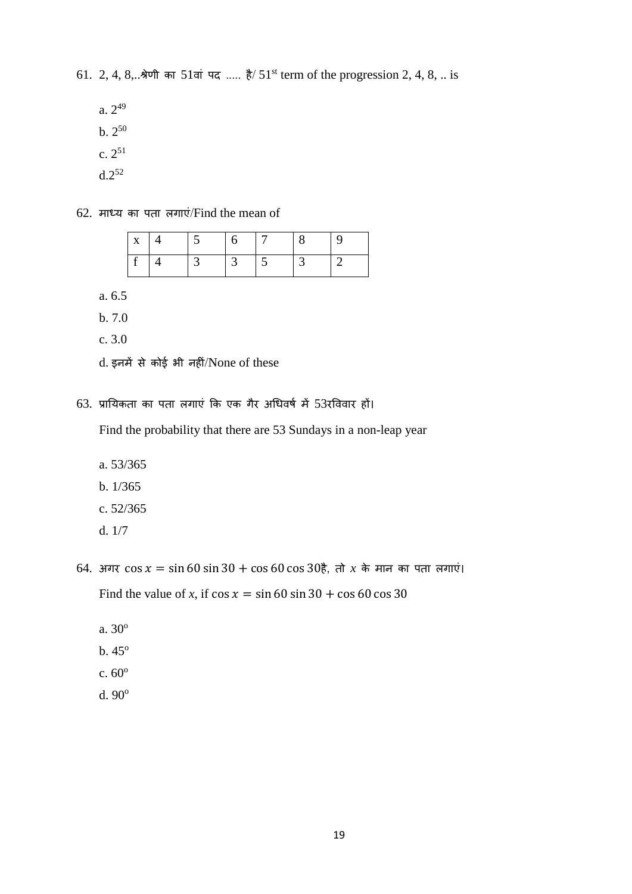61. 2, 4, 8,..श्रेणी का 51वां पद ..... है/ $51^{st}$ term of the progression 2, 4, 8, .. is

a. $2^{49}$

b. $2^{50}$

c. $2^{51}$

d. $2^{52}$

62. माध्य का पता लगाएं/Find the mean of

| x | 4 | 5 | 6 | 7 | 8 | 9 |
|---|---|---|---|---|---|---|
| f | 4 | 3 | 3 | 5 | 3 | 2 |

a. 6.5

b. 7.0

c. 3.0

d. इनमें से कोई भी नहीं/None of these

63. प्रायिकता का पता लगाएं कि एक गैर अधिवर्ष में 53रविवार हों।

Find the probability that there are 53 Sundays in a non-leap year

a. 53/365

b. 1/365

c. 52/365

d. 1/7

64. अगर $\cos x = \sin 60 \sin 30 + \cos 60 \cos 30$है, तो $x$ के मान का पता लगाएं।

Find the value of $x$, if $\cos x = \sin 60 \sin 30 + \cos 60 \cos 30$

a. $30^o$

b. $45^o$

c. $60^o$

d. $90^o$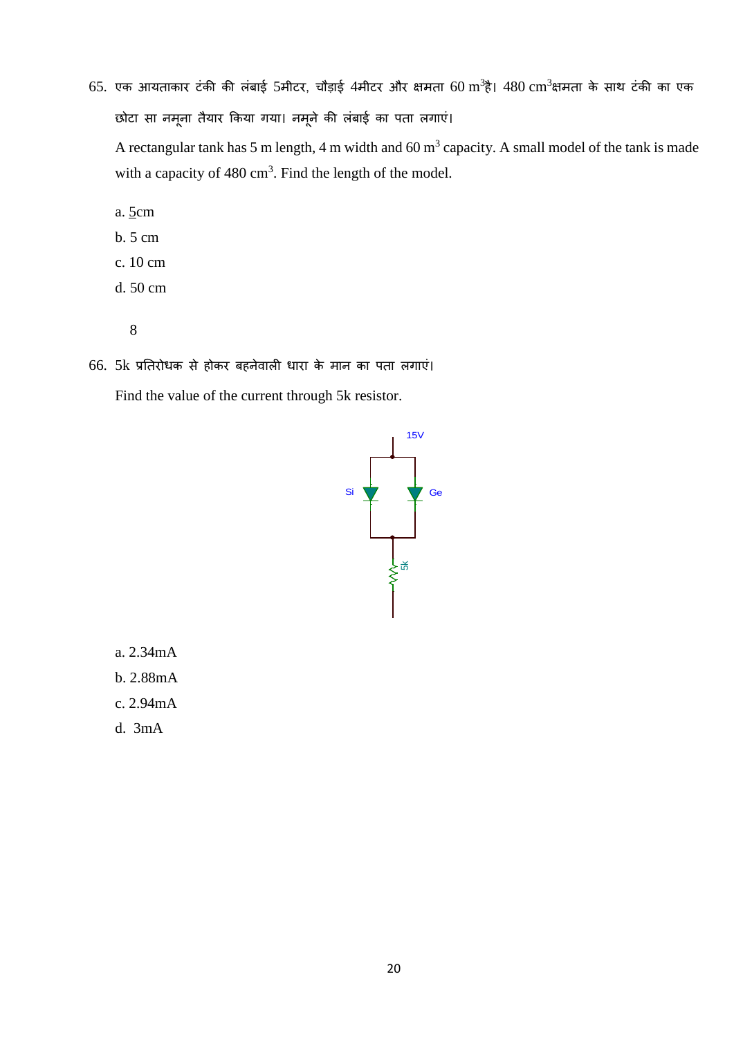65. एक आयताकार टंकी की लंबाई 5मीटर, चौड़ाई 4मीटर और क्षमता 60 $m^3$है। 480 $cm^3$क्षमता के साथ टंकी का एक छोटा सा नमूना तैयार किया गया। नमूने की लंबाई का पता लगाएं।

A rectangular tank has 5 m length, 4 m width and 60 $m^3$ capacity. A small model of the tank is made with a capacity of 480 $cm^3$. Find the length of the model.

a. 5cm

b. 5 cm

c. 10 cm

d. 50 cm

8

66. 5k प्रतिरोधक से होकर बहनेवाली धारा के मान का पता लगाएं।

Find the value of the current through 5k resistor.

15V

Si Ge

5k

a. 2.34mA

b. 2.88mA

c. 2.94mA

d. 3mA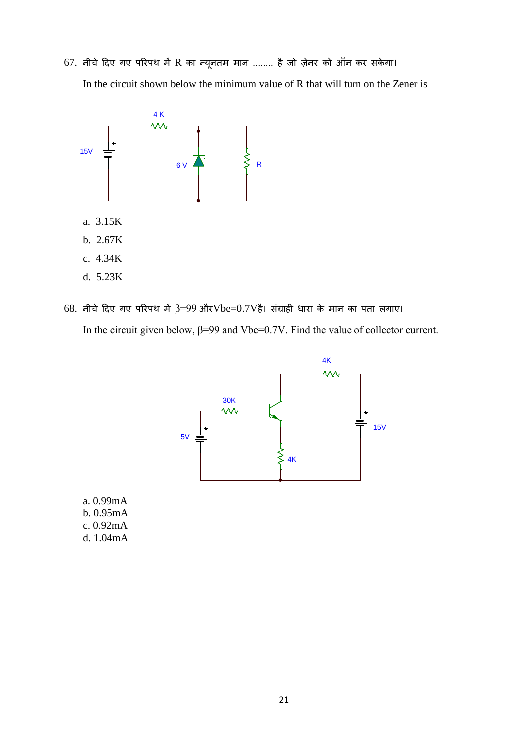67. नीचे दिए गए परिपथ में R का न्यूनतम मान ........ है जो ज़ेनर को ऑन कर सकेगा।

In the circuit shown below the minimum value of R that will turn on the Zener is

a. 3.15K

b. 2.67K

c. 4.34K

d. 5.23K

68. नीचे दिए गए परिपथ में β=99 औरVbe=0.7Vहै। संग्राही धारा के मान का पता लगाए।

In the circuit given below, β=99 and Vbe=0.7V. Find the value of collector current.

a. 0.99mA
b. 0.95mA
c. 0.92mA
d. 1.04mA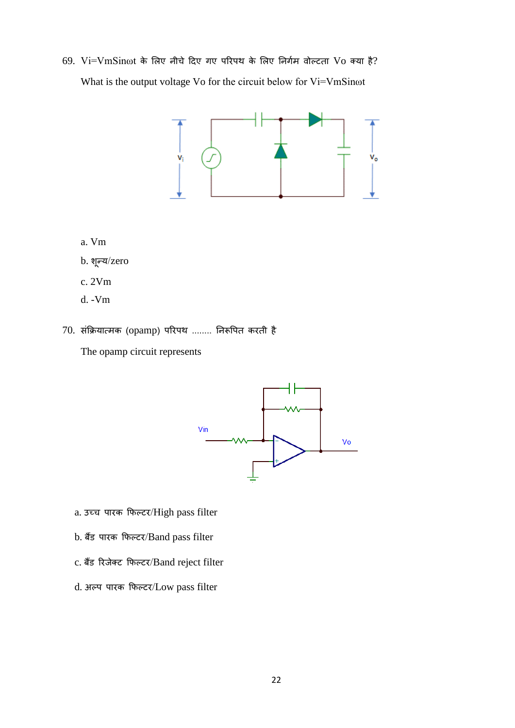69. Vi=VmSinωt के लिए नीचे दिए गए परिपथ के लिए निर्गम वोल्टता Vo क्या है?

What is the output voltage Vo for the circuit below for Vi=VmSinωt

a. Vm

b. शून्य/zero

c. 2Vm

d. -Vm

70. संक्रियात्मक (opamp) परिपथ ........ निरूपित करती है

The opamp circuit represents

a. उच्च पारक फिल्टर/High pass filter

b. बैंड पारक फिल्टर/Band pass filter

c. बैंड रिजेक्ट फिल्टर/Band reject filter

d. अल्प पारक फिल्टर/Low pass filter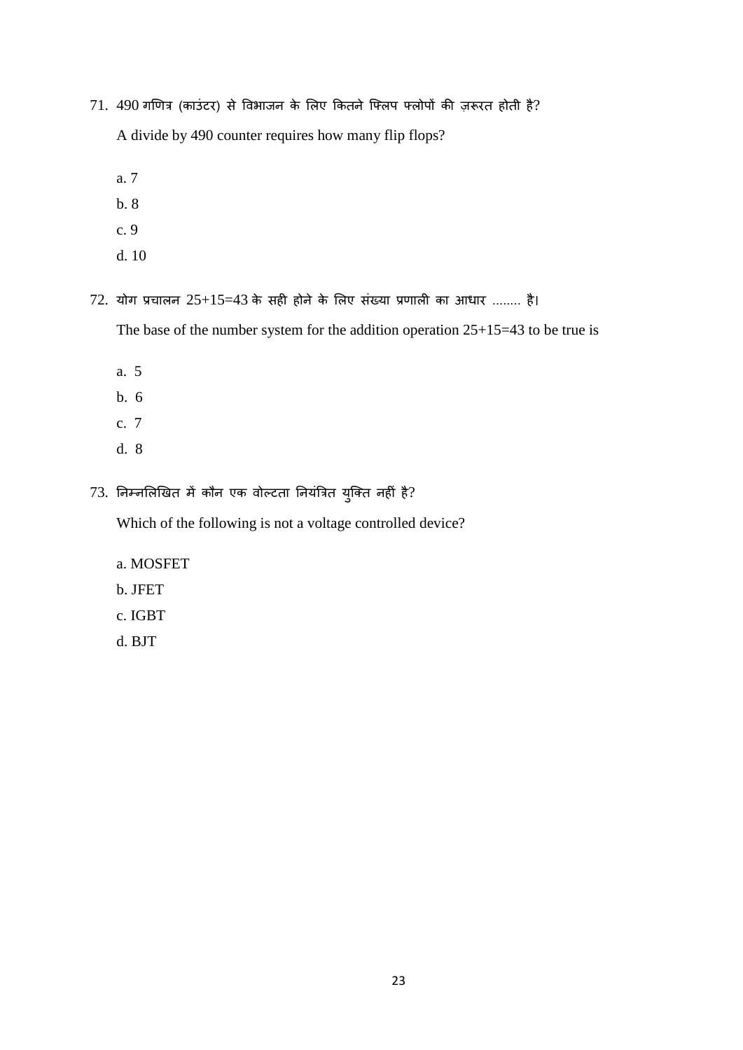71. 490 गणित्र (काउंटर) से विभाजन के लिए कितने फ्लिप फ्लोपों की ज़रूरत होती है?

    A divide by 490 counter requires how many flip flops?

    a. 7

    b. 8

    c. 9

    d. 10

72. योग प्रचालन 25+15=43 के सही होने के लिए संख्या प्रणाली का आधार ........ है।

    The base of the number system for the addition operation 25+15=43 to be true is

    a. 5

    b. 6

    c. 7

    d. 8

73. निम्नलिखित में कौन एक वोल्टता नियंत्रित युक्ति नहीं है?

    Which of the following is not a voltage controlled device?

    a. MOSFET

    b. JFET

    c. IGBT

    d. BJT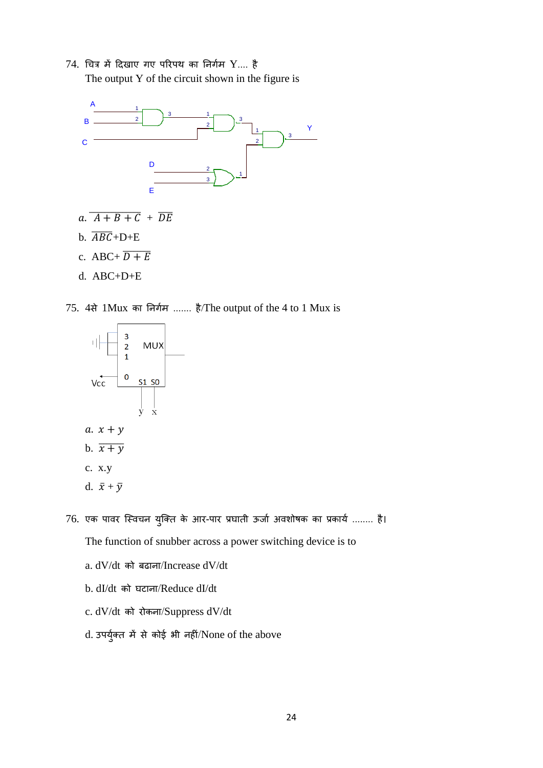74. चित्र में दिखाए गए परिपथ का निर्गम Y.... है

The output Y of the circuit shown in the figure is

a. $\overline{A+B+C} + \overline{DE}$

b. $\overline{ABC}$+D+E

c. ABC+ $\overline{D+E}$

d. ABC+D+E

75. 4से 1Mux का निर्गम ....... है/The output of the 4 to 1 Mux is

a. $x + y$

b. $\overline{x + y}$

c. x.y

d. $\bar{x} + \bar{y}$

76. एक पावर स्विचन युक्ति के आर-पार प्रघाती ऊर्जा अवशोषक का प्रकार्य ........ है।

The function of snubber across a power switching device is to

a. dV/dt को बढाना/Increase dV/dt

b. dI/dt को घटाना/Reduce dI/dt

c. dV/dt को रोकना/Suppress dV/dt

d. उपर्युक्त में से कोई भी नहीं/None of the above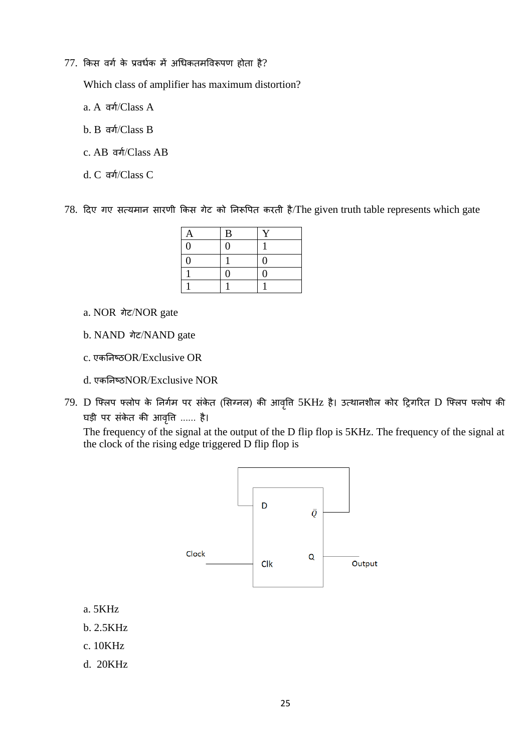77. किस वर्ग के प्रवर्धक में अधिकतमविरूपण होता है?

Which class of amplifier has maximum distortion?

a. A वर्ग/Class A

b. B वर्ग/Class B

c. AB वर्ग/Class AB

d. C वर्ग/Class C

78. दिए गए सत्यमान सारणी किस गेट को निरूपित करती है/The given truth table represents which gate

| A | B | Y |
|---|---|---|
| 0 | 0 | 1 |
| 0 | 1 | 0 |
| 1 | 0 | 0 |
| 1 | 1 | 1 |

a. NOR गेट/NOR gate

b. NAND गेट/NAND gate

c. एकनिष्ठOR/Exclusive OR

d. एकनिष्ठNOR/Exclusive NOR

79. D फ्लिप फ्लोप के निर्गम पर संकेत (सिग्नल) की आवृत्ति 5KHz है। उत्थानशील कोर ट्रिगरित D फ्लिप फ्लोप की घड़ी पर संकेत की आवृत्ति ...... है।

The frequency of the signal at the output of the D flip flop is 5KHz. The frequency of the signal at the clock of the rising edge triggered D flip flop is

D $\bar{Q}$

Clock Clk Q Output

a. 5KHz

b. 2.5KHz

c. 10KHz

d. 20KHz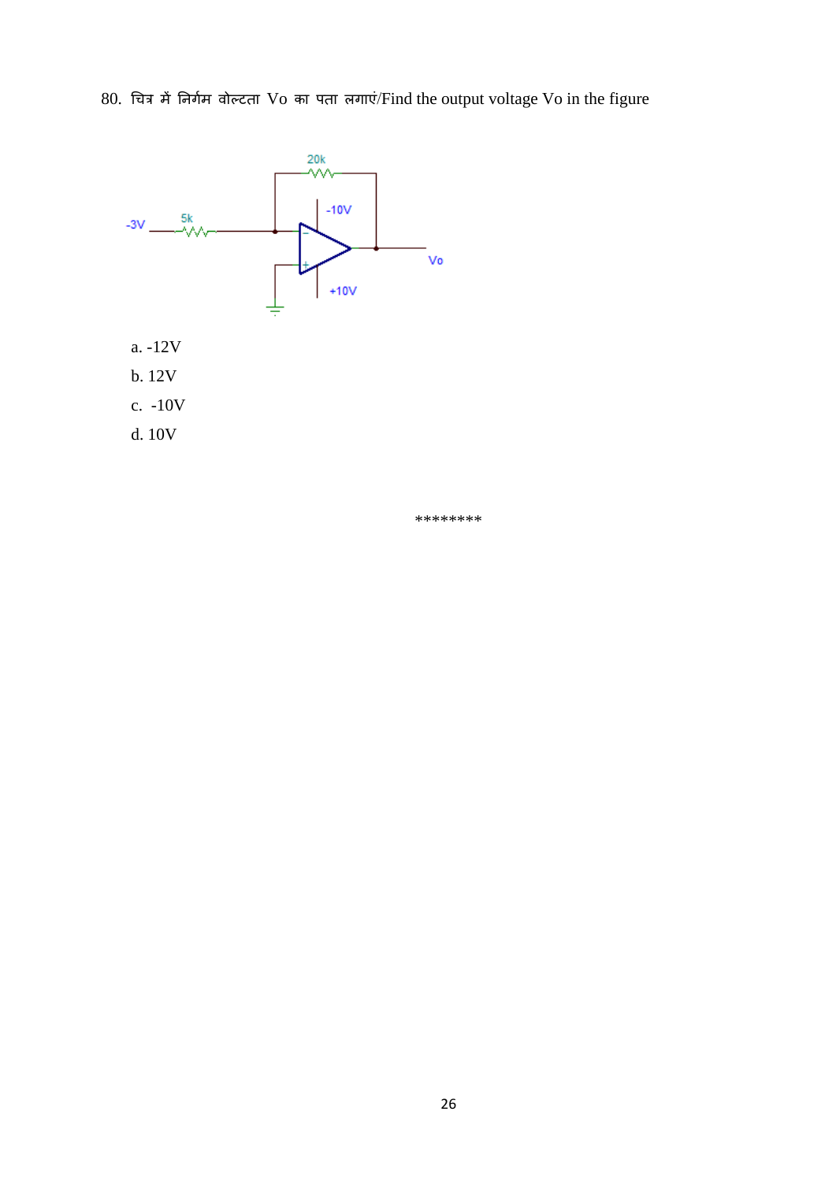80. चित्र में निर्गम वोल्टता Vo का पता लगाएं/Find the output voltage Vo in the figure

20k
-10V
5k
-3V
Vo
+10V

a. -12V

b. 12V

c. -10V

d. 10V

********